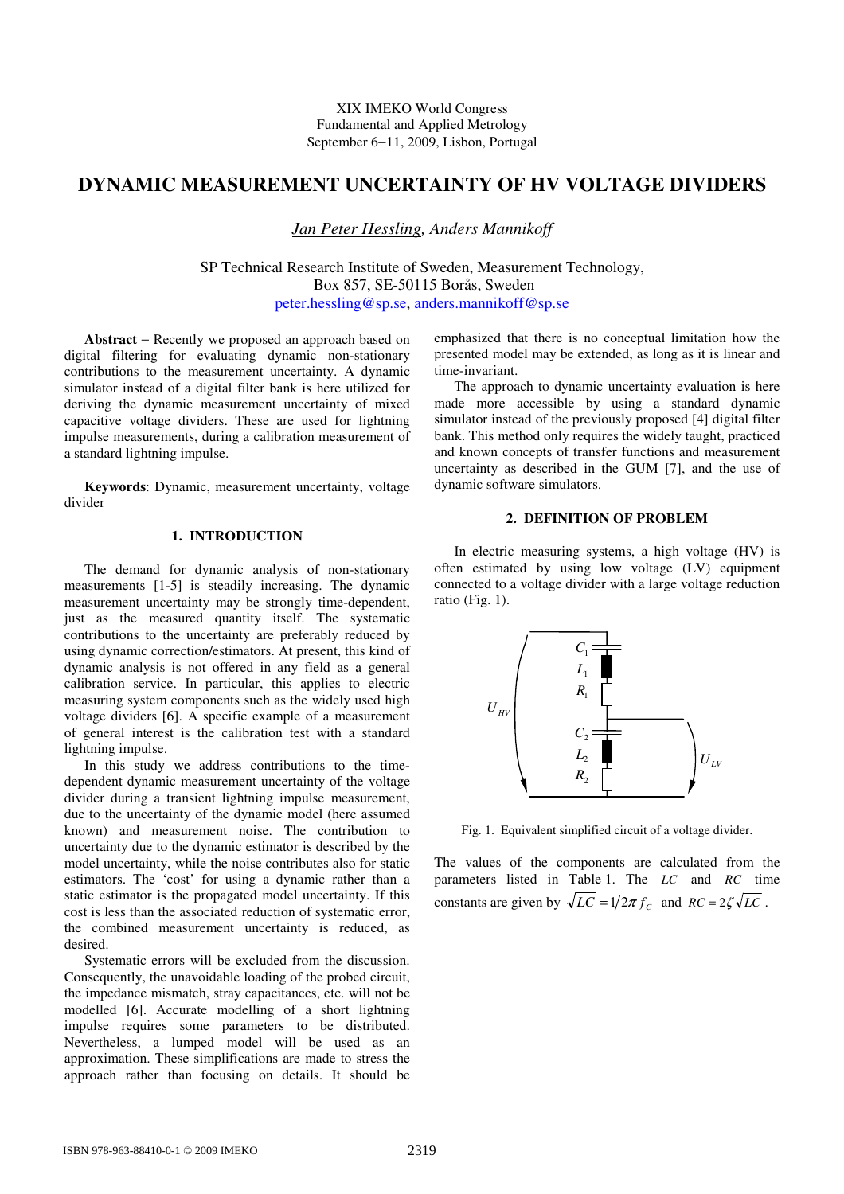XIX IMEKO World Congress
Fundamental and Applied Metrology
September 6−11, 2009, Lisbon, Portugal

# DYNAMIC MEASUREMENT UNCERTAINTY OF HV VOLTAGE DIVIDERS

*Jan Peter Hessling, Anders Mannikoff*

SP Technical Research Institute of Sweden, Measurement Technology,
Box 857, SE-50115 Borås, Sweden
peter.hessling@sp.se, anders.mannikoff@sp.se

**Abstract** − Recently we proposed an approach based on digital filtering for evaluating dynamic non-stationary contributions to the measurement uncertainty. A dynamic simulator instead of a digital filter bank is here utilized for deriving the dynamic measurement uncertainty of mixed capacitive voltage dividers. These are used for lightning impulse measurements, during a calibration measurement of a standard lightning impulse.

**Keywords**: Dynamic, measurement uncertainty, voltage divider

## 1. INTRODUCTION

The demand for dynamic analysis of non-stationary measurements [1-5] is steadily increasing. The dynamic measurement uncertainty may be strongly time-dependent, just as the measured quantity itself. The systematic contributions to the uncertainty are preferably reduced by using dynamic correction/estimators. At present, this kind of dynamic analysis is not offered in any field as a general calibration service. In particular, this applies to electric measuring system components such as the widely used high voltage dividers [6]. A specific example of a measurement of general interest is the calibration test with a standard lightning impulse.

In this study we address contributions to the time-dependent dynamic measurement uncertainty of the voltage divider during a transient lightning impulse measurement, due to the uncertainty of the dynamic model (here assumed known) and measurement noise. The contribution to uncertainty due to the dynamic estimator is described by the model uncertainty, while the noise contributes also for static estimators. The 'cost' for using a dynamic rather than a static estimator is the propagated model uncertainty. If this cost is less than the associated reduction of systematic error, the combined measurement uncertainty is reduced, as desired.

Systematic errors will be excluded from the discussion. Consequently, the unavoidable loading of the probed circuit, the impedance mismatch, stray capacitances, etc. will not be modelled [6]. Accurate modelling of a short lightning impulse requires some parameters to be distributed. Nevertheless, a lumped model will be used as an approximation. These simplifications are made to stress the approach rather than focusing on details. It should be emphasized that there is no conceptual limitation how the presented model may be extended, as long as it is linear and time-invariant.

The approach to dynamic uncertainty evaluation is here made more accessible by using a standard dynamic simulator instead of the previously proposed [4] digital filter bank. This method only requires the widely taught, practiced and known concepts of transfer functions and measurement uncertainty as described in the GUM [7], and the use of dynamic software simulators.

## 2. DEFINITION OF PROBLEM

In electric measuring systems, a high voltage (HV) is often estimated by using low voltage (LV) equipment connected to a voltage divider with a large voltage reduction ratio (Fig. 1).

Fig. 1. Equivalent simplified circuit of a voltage divider.

The values of the components are calculated from the parameters listed in Table 1. The $LC$ and $RC$ time constants are given by $\sqrt{LC} = 1/2\pi f_C$ and $RC = 2\zeta\sqrt{LC}$.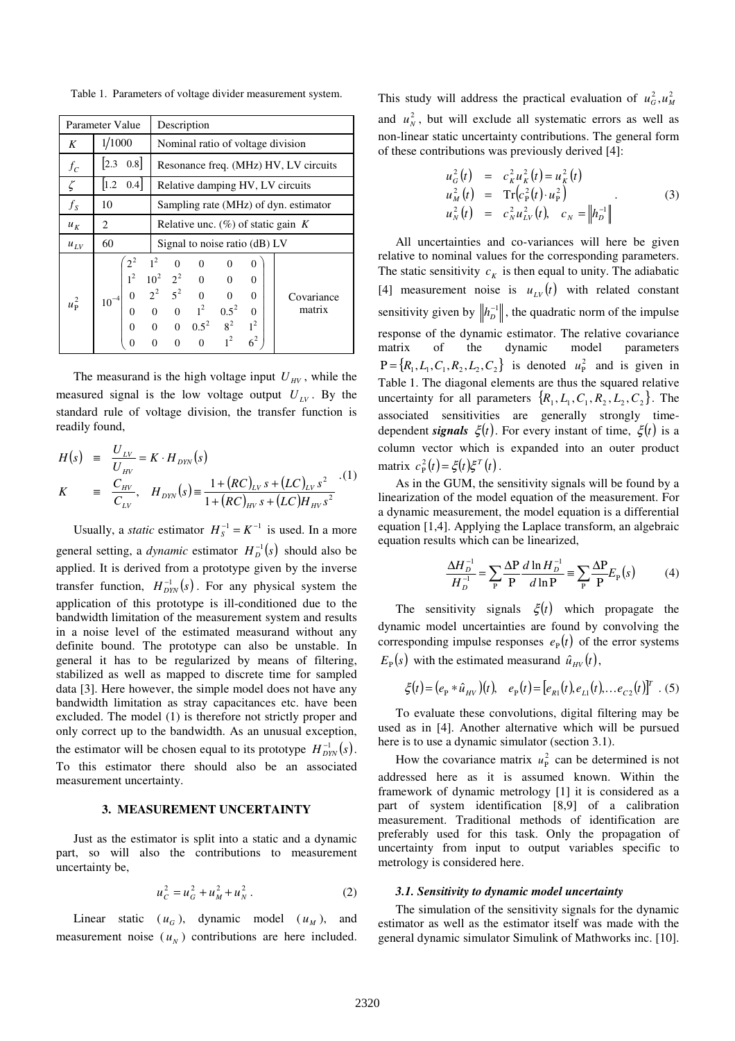Table 1. Parameters of voltage divider measurement system.

| Parameter | Value | Description |
|---|---|---|
| $K$ | $1/1000$ | Nominal ratio of voltage division |
| $f_C$ | $[2.3 \quad 0.8]$ | Resonance freq. (MHz) HV, LV circuits |
| $\zeta$ | $[1.2 \quad 0.4]$ | Relative damping HV, LV circuits |
| $f_S$ | 10 | Sampling rate (MHz) of dyn. estimator |
| $u_K$ | 2 | Relative unc. (%) of static gain $K$ |
| $u_{LV}$ | 60 | Signal to noise ratio (dB) LV |
| $u_{\mathrm{P}}^2$ | $10^{-4}\begin{pmatrix} 2^2 & 1^2 & 0 & 0 & 0 & 0 \\ 1^2 & 10^2 & 2^2 & 0 & 0 & 0 \\ 0 & 2^2 & 5^2 & 0 & 0 & 0 \\ 0 & 0 & 0 & 1^2 & 0.5^2 & 0 \\ 0 & 0 & 0 & 0.5^2 & 8^2 & 1^2 \\ 0 & 0 & 0 & 0 & 1^2 & 6^2 \end{pmatrix}$ | Covariance matrix |

The measurand is the high voltage input $U_{HV}$, while the measured signal is the low voltage output $U_{LV}$. By the standard rule of voltage division, the transfer function is readily found,

$$
\begin{aligned}
H(s) &\equiv \frac{U_{LV}}{U_{HV}} = K \cdot H_{DYN}(s) \\
K &\equiv \frac{C_{HV}}{C_{LV}}, \quad H_{DYN}(s) \equiv \frac{1+(RC)_{LV}s+(LC)_{LV}s^2}{1+(RC)_{HV}s+(LC)_{HV}s^2}
\end{aligned} \quad (1)
$$

Usually, a *static* estimator $H_S^{-1} = K^{-1}$ is used. In a more general setting, a *dynamic* estimator $H_D^{-1}(s)$ should also be applied. It is derived from a prototype given by the inverse transfer function, $H_{DYN}^{-1}(s)$. For any physical system the application of this prototype is ill-conditioned due to the bandwidth limitation of the measurement system and results in a noise level of the estimated measurand without any definite bound. The prototype can also be unstable. In general it has to be regularized by means of filtering, stabilized as well as mapped to discrete time for sampled data [3]. Here however, the simple model does not have any bandwidth limitation as stray capacitances etc. have been excluded. The model (1) is therefore not strictly proper and only correct up to the bandwidth. As an unusual exception, the estimator will be chosen equal to its prototype $H_{DYN}^{-1}(s)$. To this estimator there should also be an associated measurement uncertainty.

## 3. MEASUREMENT UNCERTAINTY

Just as the estimator is split into a static and a dynamic part, so will also the contributions to measurement uncertainty be,

$$
u_C^2 = u_G^2 + u_M^2 + u_N^2 . \quad (2)
$$

Linear static ($u_G$), dynamic model ($u_M$), and measurement noise ($u_N$) contributions are here included. This study will address the practical evaluation of $u_G^2, u_M^2$ and $u_N^2$, but will exclude all systematic errors as well as non-linear static uncertainty contributions. The general form of these contributions was previously derived [4]:

$$
\begin{aligned}
u_G^2(t) &= c_K^2 u_K^2(t) = u_K^2(t) \\
u_M^2(t) &= \mathrm{Tr}\left(c_{\mathrm{P}}^2(t) \cdot u_{\mathrm{P}}^2\right) \\
u_N^2(t) &= c_N^2 u_{LV}^2(t), \quad c_N = \left\| h_D^{-1} \right\|
\end{aligned} \quad . \quad (3)
$$

All uncertainties and co-variances will here be given relative to nominal values for the corresponding parameters. The static sensitivity $c_K$ is then equal to unity. The adiabatic [4] measurement noise is $u_{LV}(t)$ with related constant sensitivity given by $\left\| h_D^{-1} \right\|$, the quadratic norm of the impulse response of the dynamic estimator. The relative covariance matrix of the dynamic model parameters $\mathrm{P} = \{R_1, L_1, C_1, R_2, L_2, C_2\}$ is denoted $u_{\mathrm{P}}^2$ and is given in Table 1. The diagonal elements are thus the squared relative uncertainty for all parameters $\{R_1, L_1, C_1, R_2, L_2, C_2\}$. The associated sensitivities are generally strongly time-dependent ***signals*** $\xi(t)$. For every instant of time, $\xi(t)$ is a column vector which is expanded into an outer product matrix $c_{\mathrm{P}}^2(t) = \xi(t)\xi^T(t)$.

As in the GUM, the sensitivity signals will be found by a linearization of the model equation of the measurement. For a dynamic measurement, the model equation is a differential equation [1,4]. Applying the Laplace transform, an algebraic equation results which can be linearized,

$$
\frac{\Delta H_D^{-1}}{H_D^{-1}} = \sum_{\mathrm{P}} \frac{\Delta \mathrm{P}}{\mathrm{P}} \frac{d \ln H_D^{-1}}{d \ln \mathrm{P}} \equiv \sum_{\mathrm{P}} \frac{\Delta \mathrm{P}}{\mathrm{P}} E_{\mathrm{P}}(s) \quad (4)
$$

The sensitivity signals $\xi(t)$ which propagate the dynamic model uncertainties are found by convolving the corresponding impulse responses $e_{\mathrm{P}}(t)$ of the error systems $E_{\mathrm{P}}(s)$ with the estimated measurand $\hat{u}_{HV}(t)$,

$$
\xi(t) = (e_{\mathrm{P}} * \hat{u}_{HV})(t), \quad e_{\mathrm{P}}(t) = [e_{R1}(t), e_{L1}(t), \ldots e_{C2}(t)]^T \quad . (5)
$$

To evaluate these convolutions, digital filtering may be used as in [4]. Another alternative which will be pursued here is to use a dynamic simulator (section 3.1).

How the covariance matrix $u_{\mathrm{P}}^2$ can be determined is not addressed here as it is assumed known. Within the framework of dynamic metrology [1] it is considered as a part of system identification [8,9] of a calibration measurement. Traditional methods of identification are preferably used for this task. Only the propagation of uncertainty from input to output variables specific to metrology is considered here.

### *3.1. Sensitivity to dynamic model uncertainty*

The simulation of the sensitivity signals for the dynamic estimator as well as the estimator itself was made with the general dynamic simulator Simulink of Mathworks inc. [10].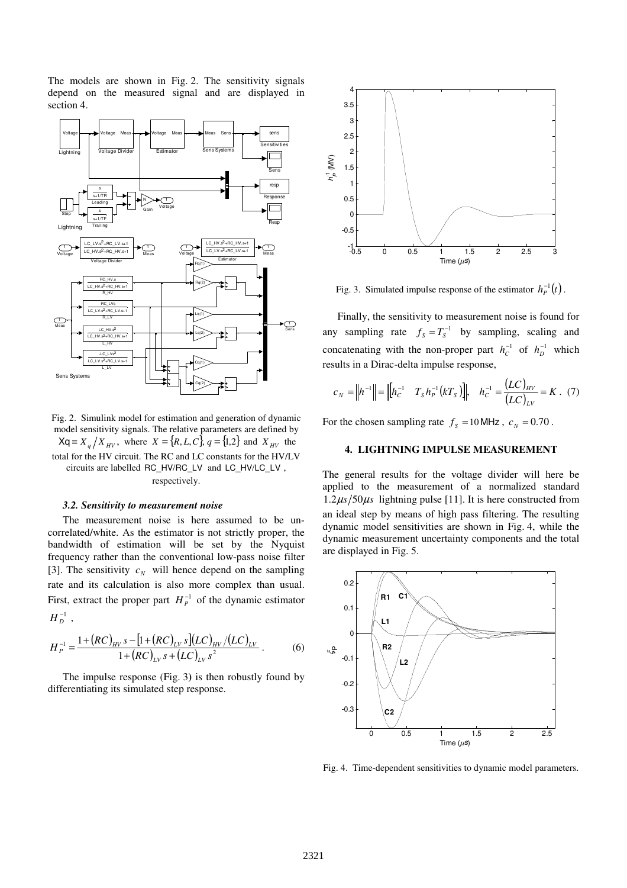The models are shown in Fig. 2. The sensitivity signals depend on the measured signal and are displayed in section 4.

Fig. 2. Simulink model for estimation and generation of dynamic model sensitivity signals. The relative parameters are defined by $\text{Xq} \equiv X_q / X_{HV}$, where $X = \{R, L, C\}$, $q = \{1,2\}$ and $X_{HV}$ the total for the HV circuit. The RC and LC constants for the HV/LV circuits are labelled RC_HV/RC_LV and LC_HV/LC_LV, respectively.

### *3.2. Sensitivity to measurement noise*

The measurement noise is here assumed to be un-correlated/white. As the estimator is not strictly proper, the bandwidth of estimation will be set by the Nyquist frequency rather than the conventional low-pass noise filter [3]. The sensitivity $c_N$ will hence depend on the sampling rate and its calculation is also more complex than usual. First, extract the proper part $H_P^{-1}$ of the dynamic estimator $H_D^{-1}$,

$$H_P^{-1} = \frac{1 + (RC)_{HV} s - [1 + (RC)_{LV} s](LC)_{HV} / (LC)_{LV}}{1 + (RC)_{LV} s + (LC)_{LV} s^2}. \quad (6)$$

The impulse response (Fig. 3) is then robustly found by differentiating its simulated step response.

Fig. 3. Simulated impulse response of the estimator $h_P^{-1}(t)$.

Finally, the sensitivity to measurement noise is found for any sampling rate $f_S = T_S^{-1}$ by sampling, scaling and concatenating with the non-proper part $h_C^{-1}$ of $h_D^{-1}$ which results in a Dirac-delta impulse response,

$$c_N = \left\| h^{-1} \right\| = \left\| \begin{bmatrix} h_C^{-1} & T_S h_P^{-1}(kT_S) \end{bmatrix} \right\|, \quad h_C^{-1} = \frac{(LC)_{HV}}{(LC)_{LV}} = K. \quad (7)$$

For the chosen sampling rate $f_S = 10\,\text{MHz}$, $c_N = 0.70$.

## 4. LIGHTNING IMPULSE MEASUREMENT

The general results for the voltage divider will here be applied to the measurement of a normalized standard $1.2\mu s / 50\mu s$ lightning pulse [11]. It is here constructed from an ideal step by means of high pass filtering. The resulting dynamic model sensitivities are shown in Fig. 4, while the dynamic measurement uncertainty components and the total are displayed in Fig. 5.

Fig. 4. Time-dependent sensitivities to dynamic model parameters.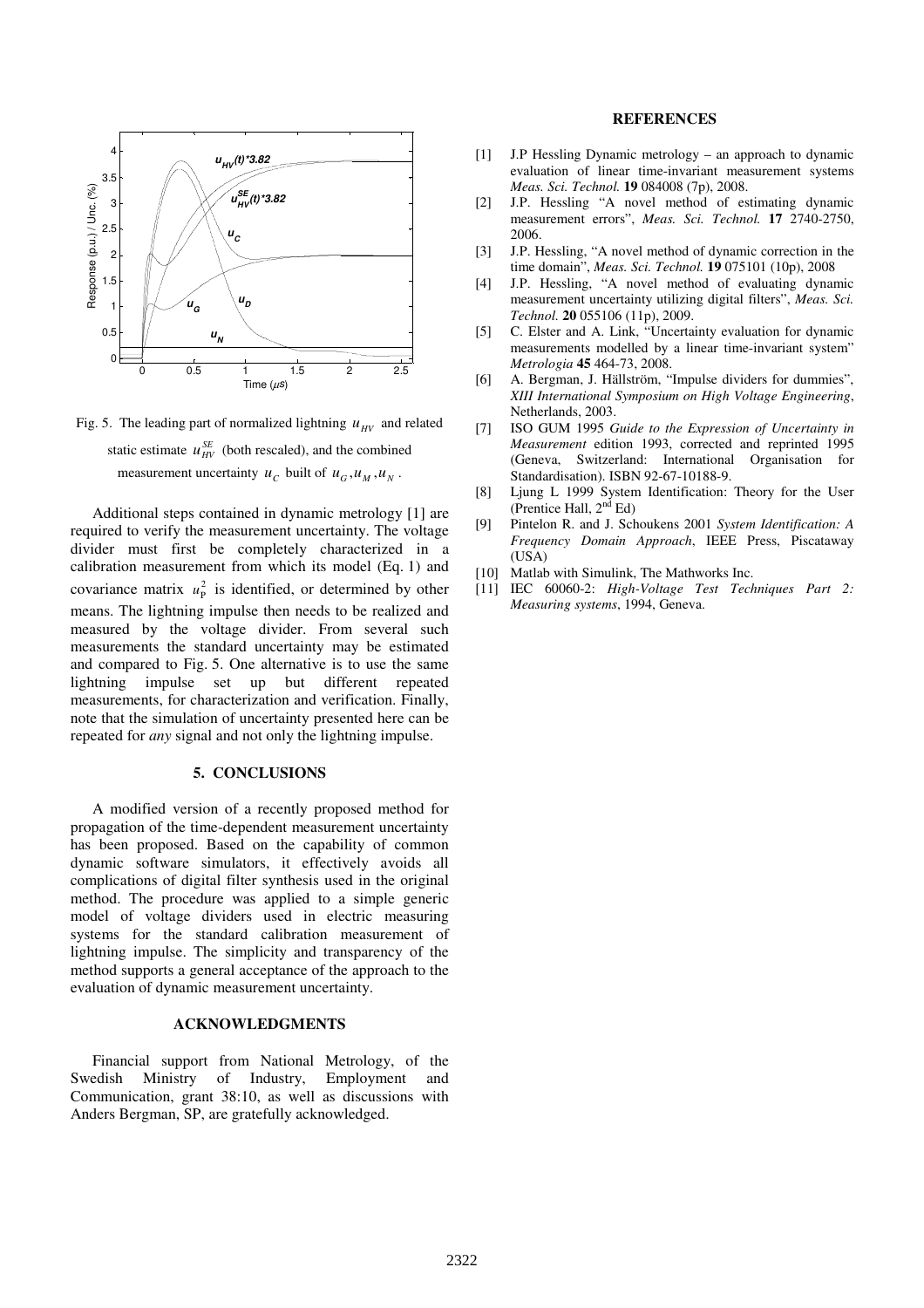4

3.5

3

2.5

2

1.5

1

0.5

0

Response (p.u.) / Unc. (%)

0 0.5 1 1.5 2 2.5

Time ($\mu s$)

$u_{HV}(t)$*3.82

$u_{HV}^{SE}(t)$*3.82

$u_C$

$u_G$

$u_D$

$u_N$

Fig. 5. The leading part of normalized lightning $u_{HV}$ and related static estimate $u_{HV}^{SE}$ (both rescaled), and the combined measurement uncertainty $u_C$ built of $u_G, u_M, u_N$.

Additional steps contained in dynamic metrology [1] are required to verify the measurement uncertainty. The voltage divider must first be completely characterized in a calibration measurement from which its model (Eq. 1) and covariance matrix $u_P^2$ is identified, or determined by other means. The lightning impulse then needs to be realized and measured by the voltage divider. From several such measurements the standard uncertainty may be estimated and compared to Fig. 5. One alternative is to use the same lightning impulse set up but different repeated measurements, for characterization and verification. Finally, note that the simulation of uncertainty presented here can be repeated for *any* signal and not only the lightning impulse.

## 5. CONCLUSIONS

A modified version of a recently proposed method for propagation of the time-dependent measurement uncertainty has been proposed. Based on the capability of common dynamic software simulators, it effectively avoids all complications of digital filter synthesis used in the original method. The procedure was applied to a simple generic model of voltage dividers used in electric measuring systems for the standard calibration measurement of lightning impulse. The simplicity and transparency of the method supports a general acceptance of the approach to the evaluation of dynamic measurement uncertainty.

## ACKNOWLEDGMENTS

Financial support from National Metrology, of the Swedish Ministry of Industry, Employment and Communication, grant 38:10, as well as discussions with Anders Bergman, SP, are gratefully acknowledged.

## REFERENCES

[1] J.P Hessling Dynamic metrology – an approach to dynamic evaluation of linear time-invariant measurement systems *Meas. Sci. Technol.* **19** 084008 (7p), 2008.

[2] J.P. Hessling "A novel method of estimating dynamic measurement errors", *Meas. Sci. Technol.* **17** 2740-2750, 2006.

[3] J.P. Hessling, "A novel method of dynamic correction in the time domain", *Meas. Sci. Technol.* **19** 075101 (10p), 2008

[4] J.P. Hessling, "A novel method of evaluating dynamic measurement uncertainty utilizing digital filters", *Meas. Sci. Technol.* **20** 055106 (11p), 2009.

[5] C. Elster and A. Link, "Uncertainty evaluation for dynamic measurements modelled by a linear time-invariant system" *Metrologia* **45** 464-73, 2008.

[6] A. Bergman, J. Hällström, "Impulse dividers for dummies", *XIII International Symposium on High Voltage Engineering*, Netherlands, 2003.

[7] ISO GUM 1995 *Guide to the Expression of Uncertainty in Measurement* edition 1993, corrected and reprinted 1995 (Geneva, Switzerland: International Organisation for Standardisation). ISBN 92-67-10188-9.

[8] Ljung L 1999 System Identification: Theory for the User (Prentice Hall, 2nd Ed)

[9] Pintelon R. and J. Schoukens 2001 *System Identification: A Frequency Domain Approach*, IEEE Press, Piscataway (USA)

[10] Matlab with Simulink, The Mathworks Inc.

[11] IEC 60060-2: *High-Voltage Test Techniques Part 2: Measuring systems*, 1994, Geneva.